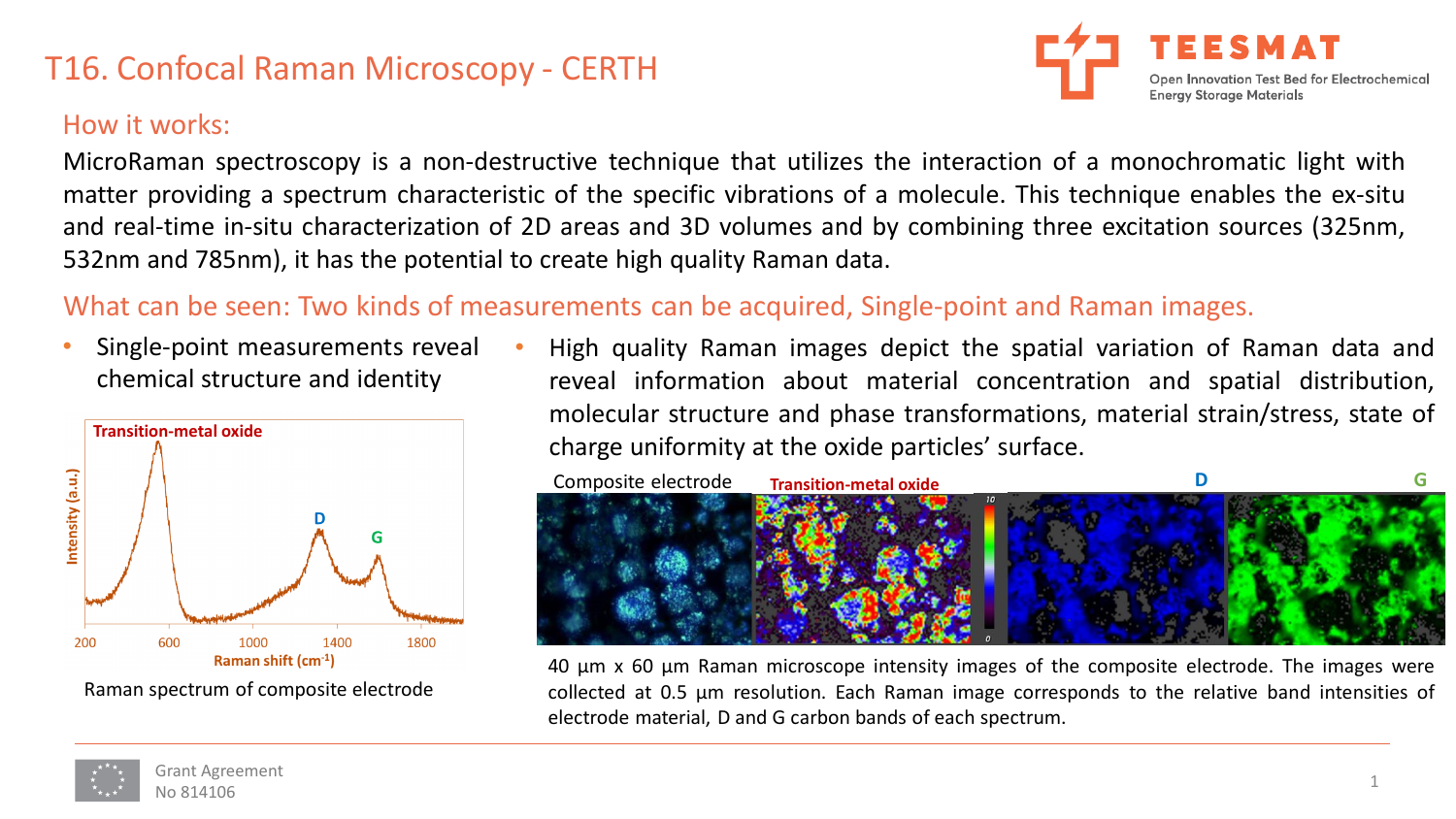# T16. Confocal Raman Microscopy - CERTH

## How it works:

MicroRaman spectroscopy is a non-destructive technique that utilizes the interaction of a monochromatic light with matter providing a spectrum characteristic of the specific vibrations of a molecule. This technique enables the ex-situ and real-time in-situ characterization of 2D areas and 3D volumes and by combining three excitation sources (325nm, 532nm and 785nm), it has the potential to create high quality Raman data.

## What can be seen: Two kinds of measurements can be acquired, Single-point and Raman images.

- Single-point measurements reveal chemical structure and identity

Raman spectrum of composite electrode

- High quality Raman images depict the spatial variation of Raman data and reveal information about material concentration and spatial distribution, molecular structure and phase transformations, material strain/stress, state of charge uniformity at the oxide particles' surface.

40 µm x 60 µm Raman microscope intensity images of the composite electrode. The images were collected at 0.5 µm resolution. Each Raman image corresponds to the relative band intensities of electrode material, D and G carbon bands of each spectrum.

Grant Agreement No 814106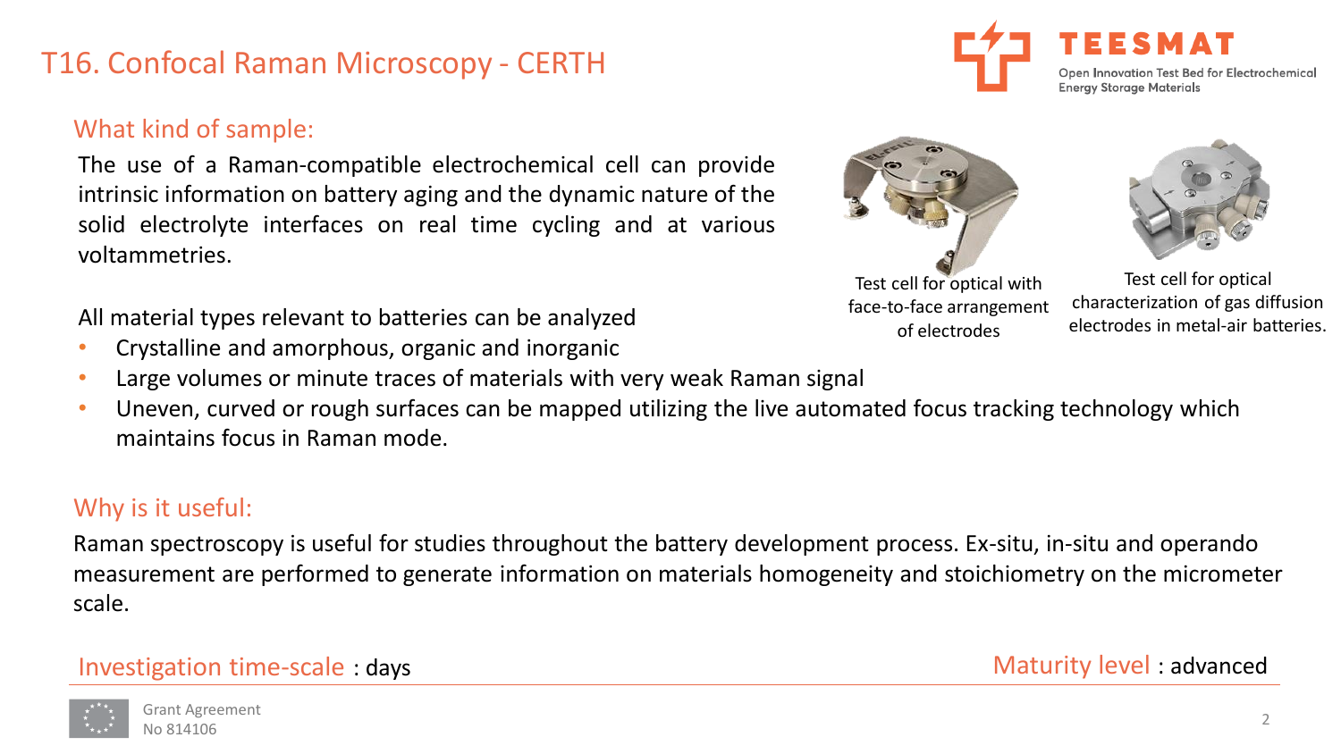# T16. Confocal Raman Microscopy - CERTH

## What kind of sample:

The use of a Raman-compatible electrochemical cell can provide intrinsic information on battery aging and the dynamic nature of the solid electrolyte interfaces on real time cycling and at various voltammetries.

Test cell for optical with face-to-face arrangement of electrodes

Test cell for optical characterization of gas diffusion electrodes in metal-air batteries.

All material types relevant to batteries can be analyzed

- Crystalline and amorphous, organic and inorganic
- Large volumes or minute traces of materials with very weak Raman signal
- Uneven, curved or rough surfaces can be mapped utilizing the live automated focus tracking technology which maintains focus in Raman mode.

## Why is it useful:

Raman spectroscopy is useful for studies throughout the battery development process. Ex-situ, in-situ and operando measurement are performed to generate information on materials homogeneity and stoichiometry on the micrometer scale.

Investigation time-scale : days

Maturity level : advanced